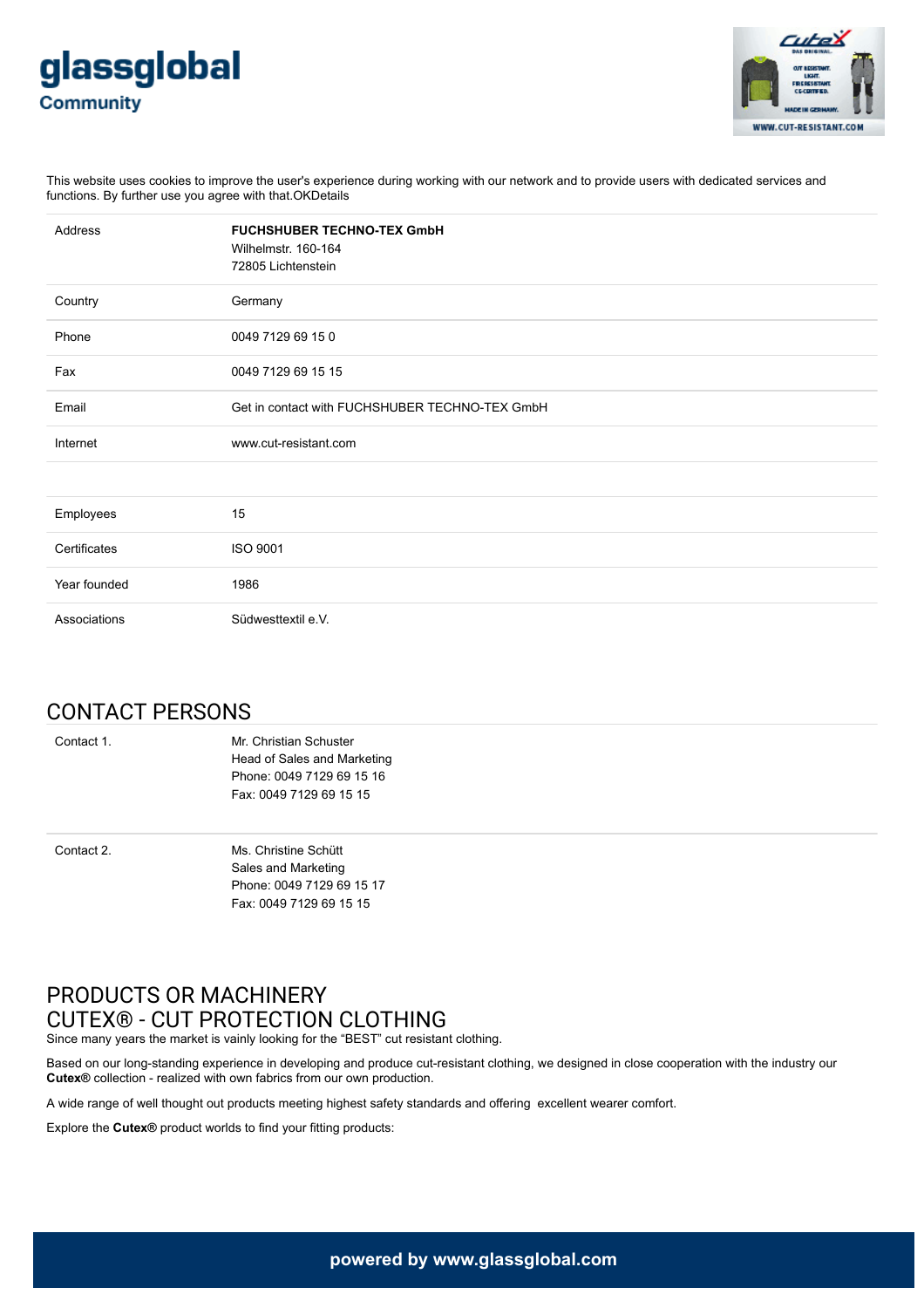glassglobal
Community

This website uses cookies to improve the user's experience during working with our network and to provide users with dedicated services and functions. By further use you agree with that.OKDetails

| | |
|---|---|
| Address | **FUCHSHUBER TECHNO-TEX GmbH**<br>Wilhelmstr. 160-164<br>72805 Lichtenstein |
| Country | Germany |
| Phone | 0049 7129 69 15 0 |
| Fax | 0049 7129 69 15 15 |
| Email | Get in contact with FUCHSHUBER TECHNO-TEX GmbH |
| Internet | www.cut-resistant.com |

| | |
|---|---|
| Employees | 15 |
| Certificates | ISO 9001 |
| Year founded | 1986 |
| Associations | Südwesttextil e.V. |

## CONTACT PERSONS

| | |
|---|---|
| Contact 1. | Mr. Christian Schuster<br>Head of Sales and Marketing<br>Phone: 0049 7129 69 15 16<br>Fax: 0049 7129 69 15 15 |
| Contact 2. | Ms. Christine Schütt<br>Sales and Marketing<br>Phone: 0049 7129 69 15 17<br>Fax: 0049 7129 69 15 15 |

## PRODUCTS OR MACHINERY

## CUTEX® - CUT PROTECTION CLOTHING

Since many years the market is vainly looking for the "BEST" cut resistant clothing.

Based on our long-standing experience in developing and produce cut-resistant clothing, we designed in close cooperation with the industry our **Cutex®** collection - realized with own fabrics from our own production.

A wide range of well thought out products meeting highest safety standards and offering excellent wearer comfort.

Explore the **Cutex®** product worlds to find your fitting products: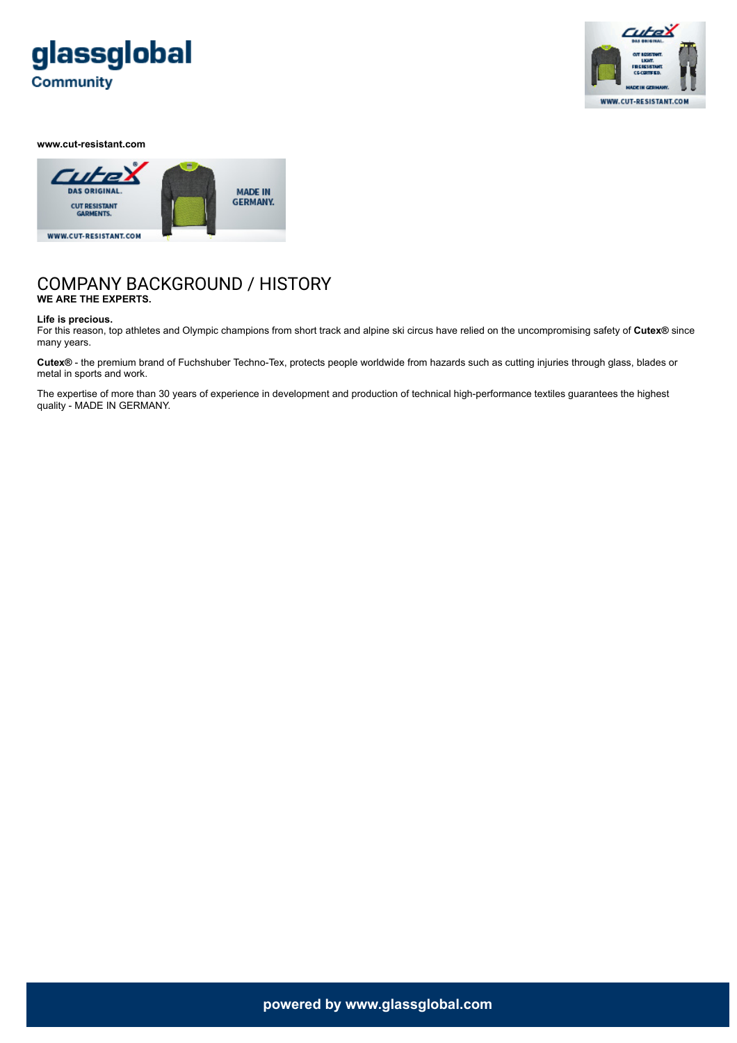**www.cut-resistant.com**

# COMPANY BACKGROUND / HISTORY

**WE ARE THE EXPERTS.**

**Life is precious.**
For this reason, top athletes and Olympic champions from short track and alpine ski circus have relied on the uncompromising safety of **Cutex®** since many years.

**Cutex®** - the premium brand of Fuchshuber Techno-Tex, protects people worldwide from hazards such as cutting injuries through glass, blades or metal in sports and work.

The expertise of more than 30 years of experience in development and production of technical high-performance textiles guarantees the highest quality - MADE IN GERMANY.